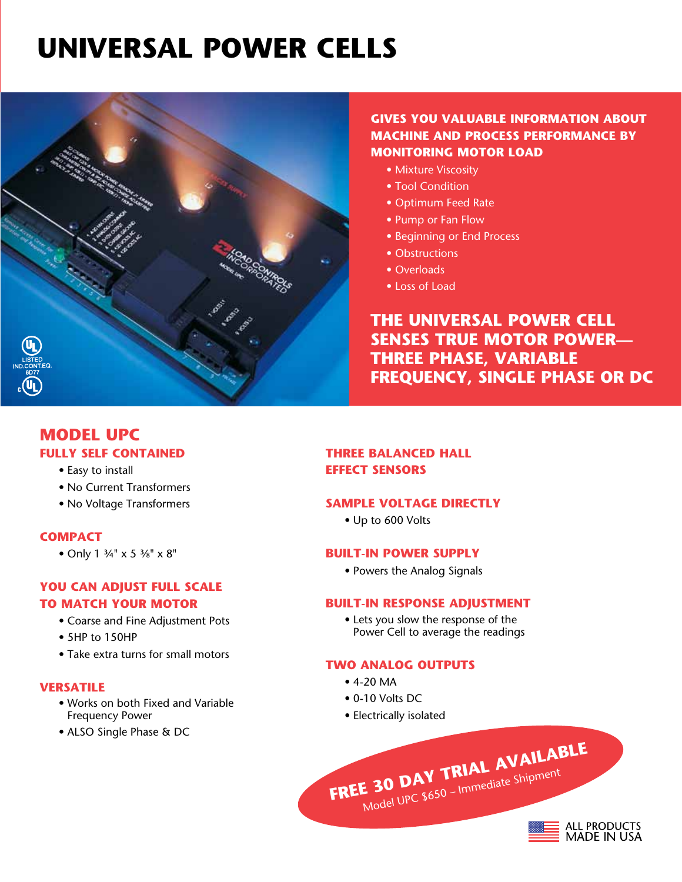# UNIVERSAL POWER CELLS

**GIVES YOU VALUABLE INFORMATION ABOUT MACHINE AND PROCESS PERFORMANCE BY MONITORING MOTOR LOAD**

- Mixture Viscosity
- Tool Condition
- Optimum Feed Rate
- Pump or Fan Flow
- Beginning or End Process
- Obstructions
- Overloads
- Loss of Load

**THE UNIVERSAL POWER CELL SENSES TRUE MOTOR POWER— THREE PHASE, VARIABLE FREQUENCY, SINGLE PHASE OR DC**

## MODEL UPC

### FULLY SELF CONTAINED

- Easy to install
- No Current Transformers
- No Voltage Transformers

### COMPACT

- Only 1 ¾" x 5 ⅜" x 8"

### YOU CAN ADJUST FULL SCALE TO MATCH YOUR MOTOR

- Coarse and Fine Adjustment Pots
- 5HP to 150HP
- Take extra turns for small motors

### VERSATILE

- Works on both Fixed and Variable Frequency Power
- ALSO Single Phase & DC

### THREE BALANCED HALL EFFECT SENSORS

### SAMPLE VOLTAGE DIRECTLY

- Up to 600 Volts

### BUILT-IN POWER SUPPLY

- Powers the Analog Signals

### BUILT-IN RESPONSE ADJUSTMENT

- Lets you slow the response of the Power Cell to average the readings

### TWO ANALOG OUTPUTS

- 4-20 MA
- 0-10 Volts DC
- Electrically isolated

**FREE 30 DAY TRIAL AVAILABLE**
*Model UPC $650 – Immediate Shipment*

ALL PRODUCTS MADE IN USA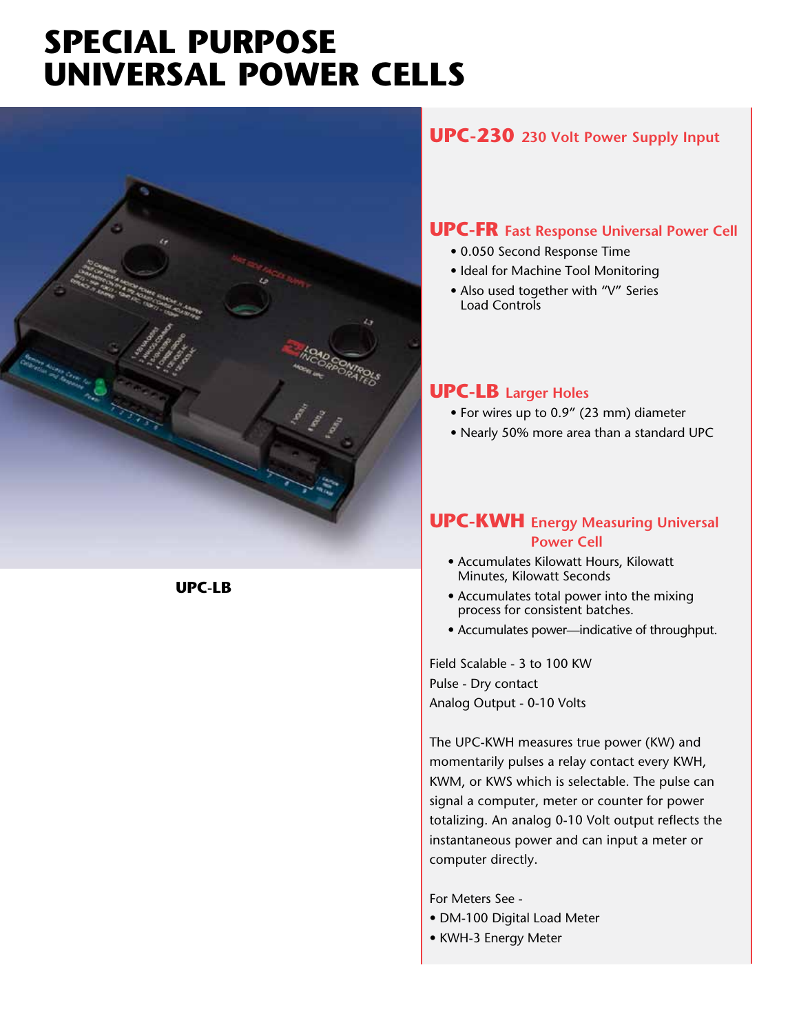# SPECIAL PURPOSE UNIVERSAL POWER CELLS

UPC-LB

## UPC-230 230 Volt Power Supply Input

## UPC-FR Fast Response Universal Power Cell

- 0.050 Second Response Time
- Ideal for Machine Tool Monitoring
- Also used together with "V" Series Load Controls

## UPC-LB Larger Holes

- For wires up to 0.9" (23 mm) diameter
- Nearly 50% more area than a standard UPC

## UPC-KWH Energy Measuring Universal Power Cell

- Accumulates Kilowatt Hours, Kilowatt Minutes, Kilowatt Seconds
- Accumulates total power into the mixing process for consistent batches.
- Accumulates power—indicative of throughput.

Field Scalable - 3 to 100 KW
Pulse - Dry contact
Analog Output - 0-10 Volts

The UPC-KWH measures true power (KW) and momentarily pulses a relay contact every KWH, KWM, or KWS which is selectable. The pulse can signal a computer, meter or counter for power totalizing. An analog 0-10 Volt output reflects the instantaneous power and can input a meter or computer directly.

For Meters See -

- DM-100 Digital Load Meter
- KWH-3 Energy Meter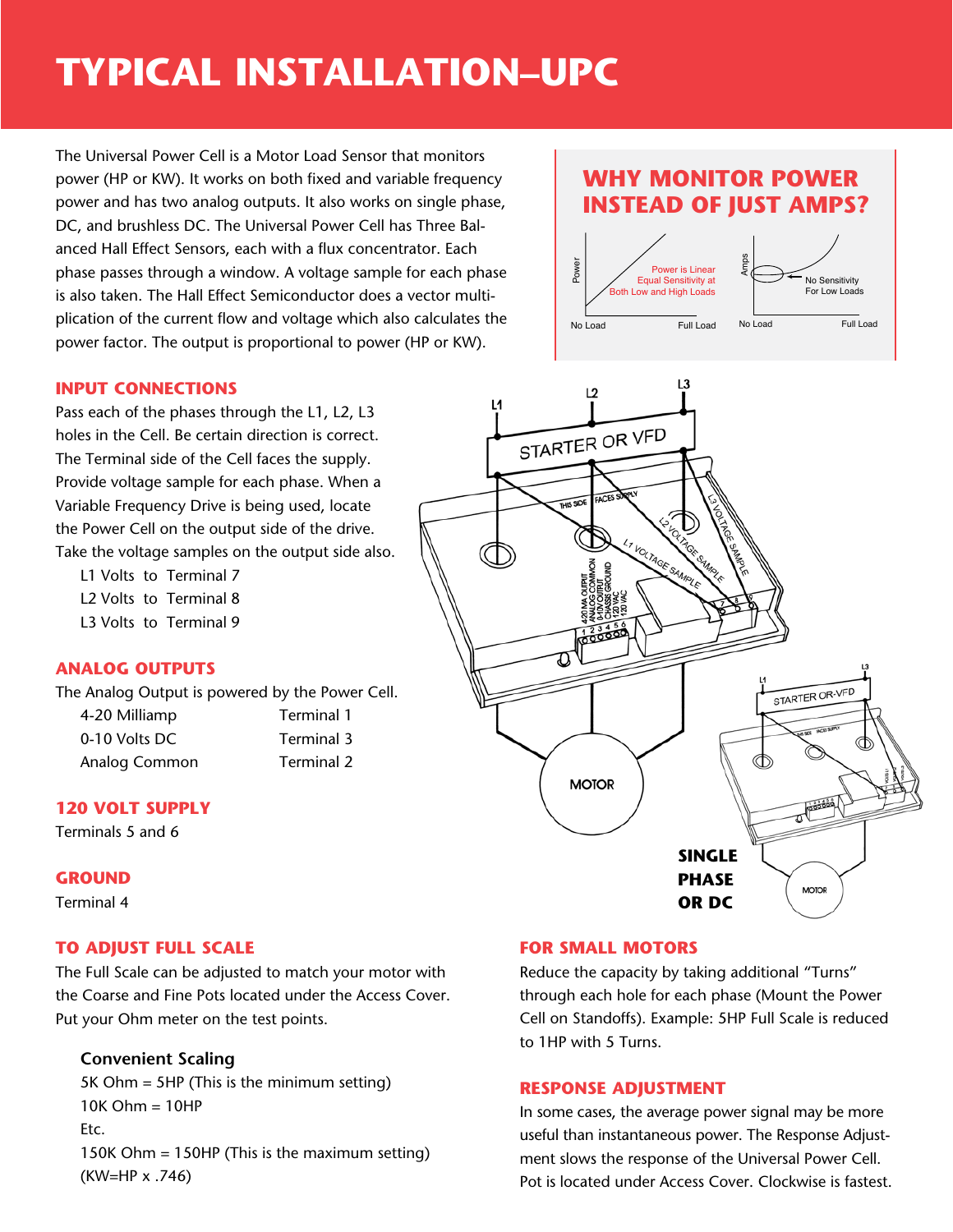# TYPICAL INSTALLATION–UPC

The Universal Power Cell is a Motor Load Sensor that monitors power (HP or KW). It works on both fixed and variable frequency power and has two analog outputs. It also works on single phase, DC, and brushless DC. The Universal Power Cell has Three Balanced Hall Effect Sensors, each with a flux concentrator. Each phase passes through a window. A voltage sample for each phase is also taken. The Hall Effect Semiconductor does a vector multiplication of the current flow and voltage which also calculates the power factor. The output is proportional to power (HP or KW).

## WHY MONITOR POWER INSTEAD OF JUST AMPS?

Power — Power is Linear Equal Sensitivity at Both Low and High Loads — No Load / Full Load

Amps — No Sensitivity For Low Loads — No Load / Full Load

## INPUT CONNECTIONS

Pass each of the phases through the L1, L2, L3 holes in the Cell. Be certain direction is correct. The Terminal side of the Cell faces the supply. Provide voltage sample for each phase. When a Variable Frequency Drive is being used, locate the Power Cell on the output side of the drive. Take the voltage samples on the output side also.

- L1 Volts to Terminal 7
- L2 Volts to Terminal 8
- L3 Volts to Terminal 9

## ANALOG OUTPUTS

The Analog Output is powered by the Power Cell.

| | |
|---|---|
| 4-20 Milliamp | Terminal 1 |
| 0-10 Volts DC | Terminal 3 |
| Analog Common | Terminal 2 |

## 120 VOLT SUPPLY

Terminals 5 and 6

## GROUND

Terminal 4

**SINGLE PHASE OR DC**

## TO ADJUST FULL SCALE

The Full Scale can be adjusted to match your motor with the Coarse and Fine Pots located under the Access Cover. Put your Ohm meter on the test points.

### Convenient Scaling

5K Ohm = 5HP (This is the minimum setting)
10K Ohm = 10HP
Etc.
150K Ohm = 150HP (This is the maximum setting)
(KW=HP x .746)

## FOR SMALL MOTORS

Reduce the capacity by taking additional "Turns" through each hole for each phase (Mount the Power Cell on Standoffs). Example: 5HP Full Scale is reduced to 1HP with 5 Turns.

## RESPONSE ADJUSTMENT

In some cases, the average power signal may be more useful than instantaneous power. The Response Adjustment slows the response of the Universal Power Cell. Pot is located under Access Cover. Clockwise is fastest.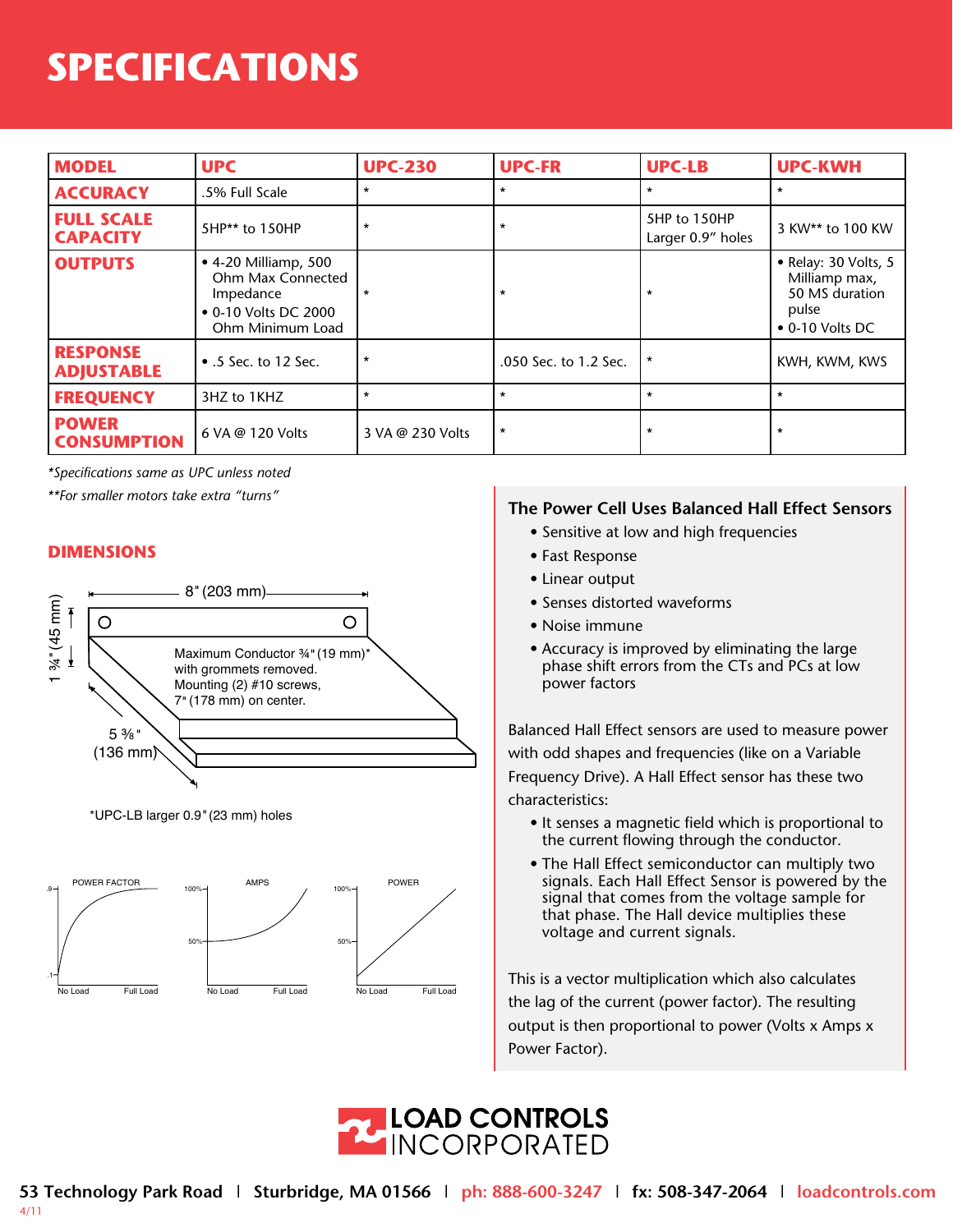# SPECIFICATIONS

| MODEL | UPC | UPC-230 | UPC-FR | UPC-LB | UPC-KWH |
|---|---|---|---|---|---|
| ACCURACY | .5% Full Scale | * | * | * | * |
| FULL SCALE CAPACITY | 5HP** to 150HP | * | * | 5HP to 150HP Larger 0.9" holes | 3 KW** to 100 KW |
| OUTPUTS | • 4-20 Milliamp, 500 Ohm Max Connected Impedance • 0-10 Volts DC 2000 Ohm Minimum Load | * | * | * | • Relay: 30 Volts, 5 Milliamp max, 50 MS duration pulse • 0-10 Volts DC |
| RESPONSE ADJUSTABLE | • .5 Sec. to 12 Sec. | * | .050 Sec. to 1.2 Sec. | * | KWH, KWM, KWS |
| FREQUENCY | 3HZ to 1KHZ | * | * | * | * |
| POWER CONSUMPTION | 6 VA @ 120 Volts | 3 VA @ 230 Volts | * | * | * |

*\*Specifications same as UPC unless noted*

*\*\*For smaller motors take extra "turns"*

## DIMENSIONS

8" (203 mm)

1 ¾" (45 mm)

5 ⅜" (136 mm)

Maximum Conductor ¾" (19 mm)* with grommets removed. Mounting (2) #10 screws, 7" (178 mm) on center.

*UPC-LB larger 0.9" (23 mm) holes

POWER FACTOR
.9
.1
No Load
Full Load

AMPS
100%
50%
No Load
Full Load

POWER
100%
50%
No Load
Full Load

### The Power Cell Uses Balanced Hall Effect Sensors

- Sensitive at low and high frequencies
- Fast Response
- Linear output
- Senses distorted waveforms
- Noise immune
- Accuracy is improved by eliminating the large phase shift errors from the CTs and PCs at low power factors

Balanced Hall Effect sensors are used to measure power with odd shapes and frequencies (like on a Variable Frequency Drive). A Hall Effect sensor has these two characteristics:

- It senses a magnetic field which is proportional to the current flowing through the conductor.
- The Hall Effect semiconductor can multiply two signals. Each Hall Effect Sensor is powered by the signal that comes from the voltage sample for that phase. The Hall device multiplies these voltage and current signals.

This is a vector multiplication which also calculates the lag of the current (power factor). The resulting output is then proportional to power (Volts x Amps x Power Factor).

**LOAD CONTROLS INCORPORATED**

53 Technology Park Road | Sturbridge, MA 01566 | ph: 888-600-3247 | fx: 508-347-2064 | loadcontrols.com

4/11